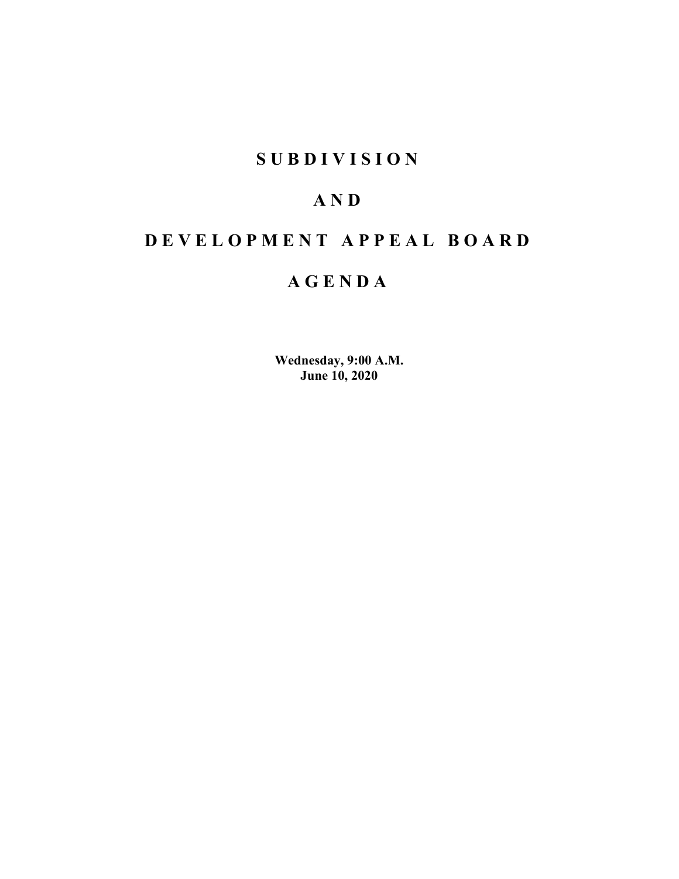# SUBDIVISION

# AND

# DEVELOPMENT APPEAL BOARD

# AGENDA

**Wednesday, 9:00 A.M.**
**June 10, 2020**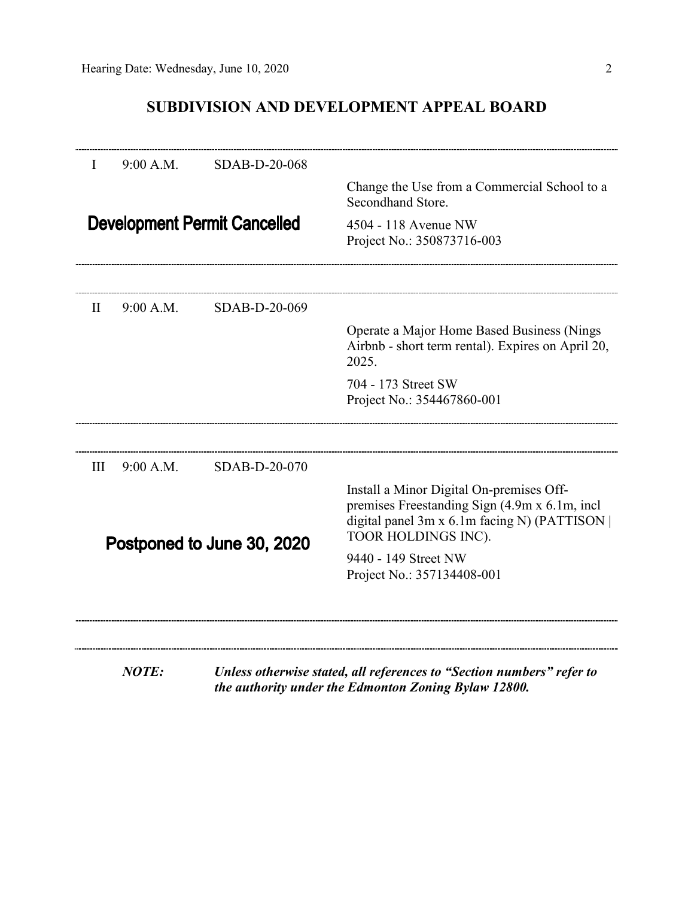## SUBDIVISION AND DEVELOPMENT APPEAL BOARD

---

I 9:00 A.M. SDAB-D-20-068

Change the Use from a Commercial School to a Secondhand Store.

**Development Permit Cancelled**

4504 - 118 Avenue NW
Project No.: 350873716-003

---

II 9:00 A.M. SDAB-D-20-069

Operate a Major Home Based Business (Nings Airbnb - short term rental). Expires on April 20, 2025.

704 - 173 Street SW
Project No.: 354467860-001

---

III 9:00 A.M. SDAB-D-20-070

Install a Minor Digital On-premises Off-premises Freestanding Sign (4.9m x 6.1m, incl digital panel 3m x 6.1m facing N) (PATTISON | TOOR HOLDINGS INC).

**Postponed to June 30, 2020**

9440 - 149 Street NW
Project No.: 357134408-001

---

***NOTE:*** ***Unless otherwise stated, all references to "Section numbers" refer to the authority under the Edmonton Zoning Bylaw 12800.***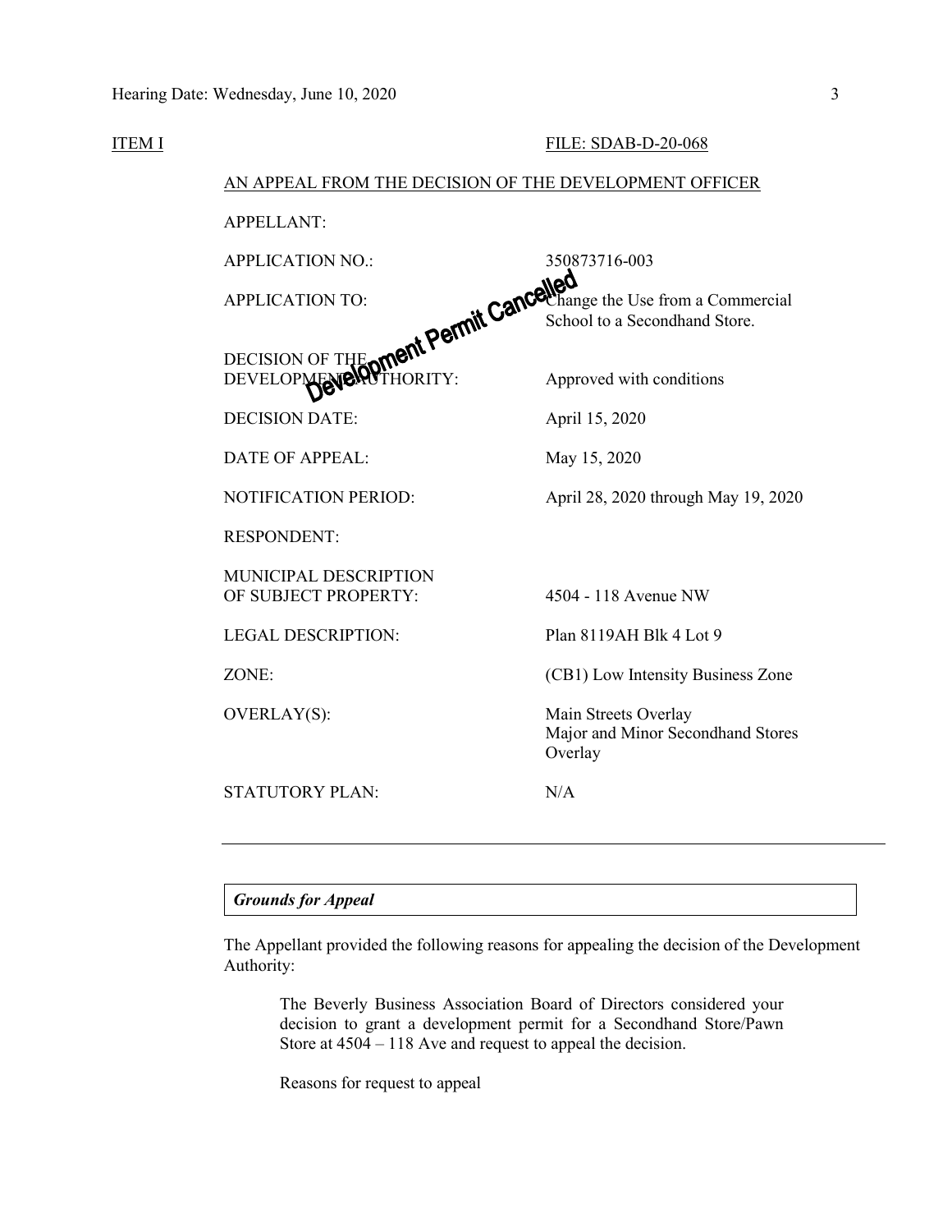ITEM I FILE: SDAB-D-20-068

AN APPEAL FROM THE DECISION OF THE DEVELOPMENT OFFICER

Development Permit Cancelled

| | |
|---|---|
| APPELLANT: | |
| APPLICATION NO.: | 350873716-003 |
| APPLICATION TO: | Change the Use from a Commercial School to a Secondhand Store. |
| DECISION OF THE DEVELOPMENT AUTHORITY: | Approved with conditions |
| DECISION DATE: | April 15, 2020 |
| DATE OF APPEAL: | May 15, 2020 |
| NOTIFICATION PERIOD: | April 28, 2020 through May 19, 2020 |
| RESPONDENT: | |
| MUNICIPAL DESCRIPTION OF SUBJECT PROPERTY: | 4504 - 118 Avenue NW |
| LEGAL DESCRIPTION: | Plan 8119AH Blk 4 Lot 9 |
| ZONE: | (CB1) Low Intensity Business Zone |
| OVERLAY(S): | Main Streets Overlay<br>Major and Minor Secondhand Stores Overlay |
| STATUTORY PLAN: | N/A |

---

***Grounds for Appeal***

The Appellant provided the following reasons for appealing the decision of the Development Authority:

> The Beverly Business Association Board of Directors considered your decision to grant a development permit for a Secondhand Store/Pawn Store at 4504 – 118 Ave and request to appeal the decision.
>
> Reasons for request to appeal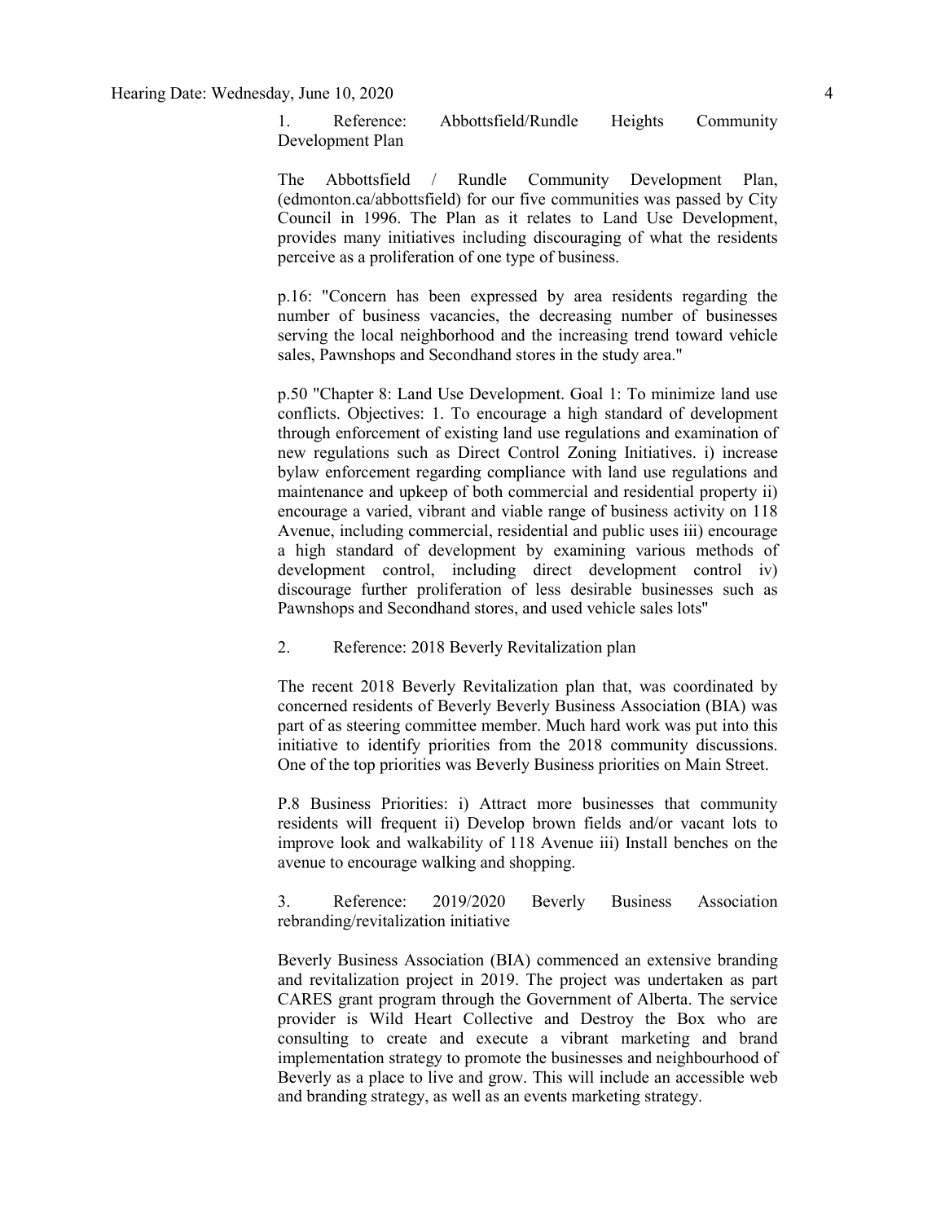1. Reference: Abbottsfield/Rundle Heights Community Development Plan

The Abbottsfield / Rundle Community Development Plan, (edmonton.ca/abbottsfield) for our five communities was passed by City Council in 1996. The Plan as it relates to Land Use Development, provides many initiatives including discouraging of what the residents perceive as a proliferation of one type of business.

p.16: "Concern has been expressed by area residents regarding the number of business vacancies, the decreasing number of businesses serving the local neighborhood and the increasing trend toward vehicle sales, Pawnshops and Secondhand stores in the study area."

p.50 "Chapter 8: Land Use Development. Goal 1: To minimize land use conflicts. Objectives: 1. To encourage a high standard of development through enforcement of existing land use regulations and examination of new regulations such as Direct Control Zoning Initiatives. i) increase bylaw enforcement regarding compliance with land use regulations and maintenance and upkeep of both commercial and residential property ii) encourage a varied, vibrant and viable range of business activity on 118 Avenue, including commercial, residential and public uses iii) encourage a high standard of development by examining various methods of development control, including direct development control iv) discourage further proliferation of less desirable businesses such as Pawnshops and Secondhand stores, and used vehicle sales lots"

2. Reference: 2018 Beverly Revitalization plan

The recent 2018 Beverly Revitalization plan that, was coordinated by concerned residents of Beverly Beverly Business Association (BIA) was part of as steering committee member. Much hard work was put into this initiative to identify priorities from the 2018 community discussions. One of the top priorities was Beverly Business priorities on Main Street.

P.8 Business Priorities: i) Attract more businesses that community residents will frequent ii) Develop brown fields and/or vacant lots to improve look and walkability of 118 Avenue iii) Install benches on the avenue to encourage walking and shopping.

3. Reference: 2019/2020 Beverly Business Association rebranding/revitalization initiative

Beverly Business Association (BIA) commenced an extensive branding and revitalization project in 2019. The project was undertaken as part CARES grant program through the Government of Alberta. The service provider is Wild Heart Collective and Destroy the Box who are consulting to create and execute a vibrant marketing and brand implementation strategy to promote the businesses and neighbourhood of Beverly as a place to live and grow. This will include an accessible web and branding strategy, as well as an events marketing strategy.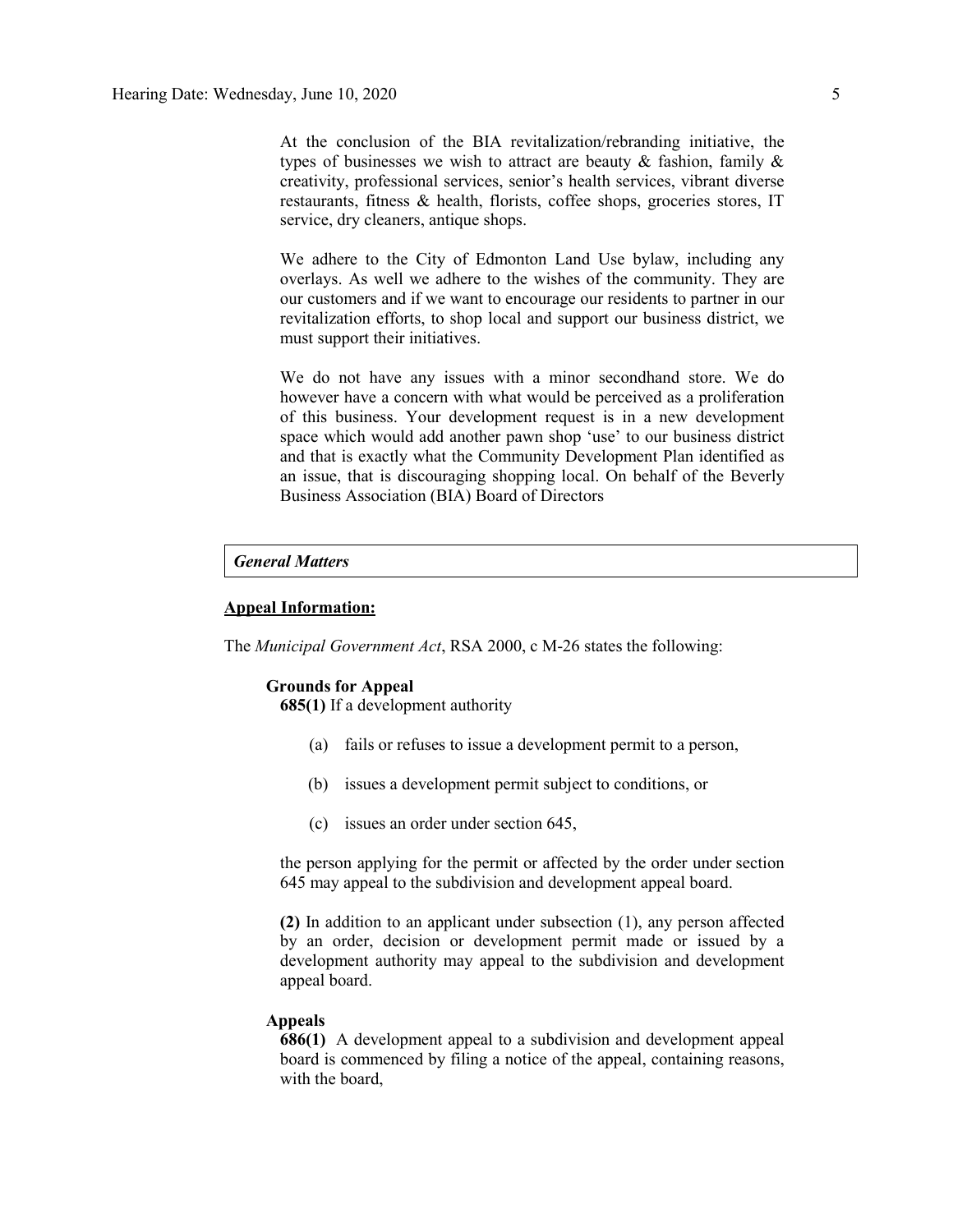At the conclusion of the BIA revitalization/rebranding initiative, the types of businesses we wish to attract are beauty & fashion, family & creativity, professional services, senior's health services, vibrant diverse restaurants, fitness & health, florists, coffee shops, groceries stores, IT service, dry cleaners, antique shops.

We adhere to the City of Edmonton Land Use bylaw, including any overlays. As well we adhere to the wishes of the community. They are our customers and if we want to encourage our residents to partner in our revitalization efforts, to shop local and support our business district, we must support their initiatives.

We do not have any issues with a minor secondhand store. We do however have a concern with what would be perceived as a proliferation of this business. Your development request is in a new development space which would add another pawn shop 'use' to our business district and that is exactly what the Community Development Plan identified as an issue, that is discouraging shopping local. On behalf of the Beverly Business Association (BIA) Board of Directors

## *General Matters*

**Appeal Information:**

The *Municipal Government Act*, RSA 2000, c M-26 states the following:

**Grounds for Appeal**

**685(1)** If a development authority

(a) fails or refuses to issue a development permit to a person,

(b) issues a development permit subject to conditions, or

(c) issues an order under section 645,

the person applying for the permit or affected by the order under section 645 may appeal to the subdivision and development appeal board.

**(2)** In addition to an applicant under subsection (1), any person affected by an order, decision or development permit made or issued by a development authority may appeal to the subdivision and development appeal board.

**Appeals**

**686(1)** A development appeal to a subdivision and development appeal board is commenced by filing a notice of the appeal, containing reasons, with the board,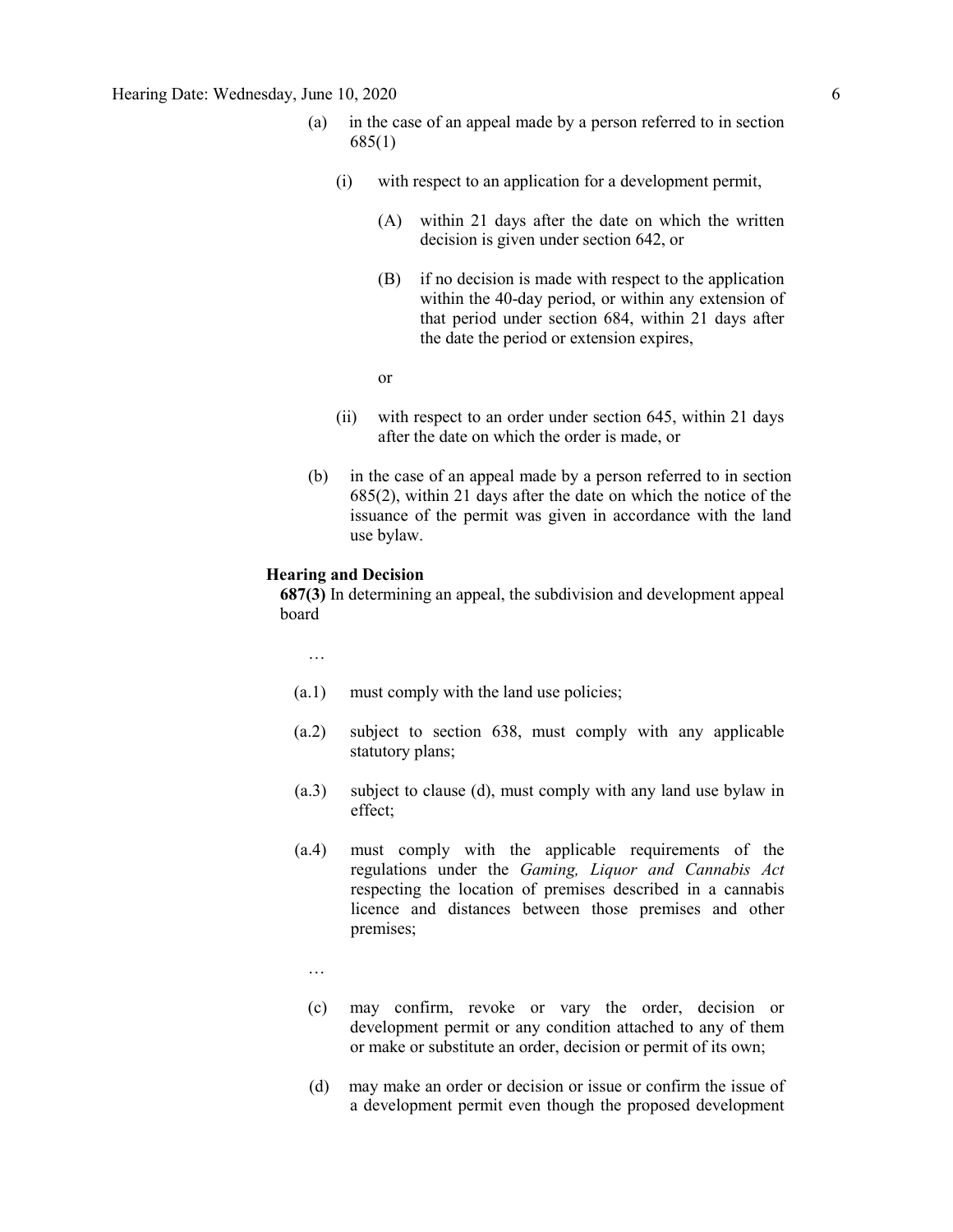(a) in the case of an appeal made by a person referred to in section 685(1)

(i) with respect to an application for a development permit,

(A) within 21 days after the date on which the written decision is given under section 642, or

(B) if no decision is made with respect to the application within the 40-day period, or within any extension of that period under section 684, within 21 days after the date the period or extension expires,

or

(ii) with respect to an order under section 645, within 21 days after the date on which the order is made, or

(b) in the case of an appeal made by a person referred to in section 685(2), within 21 days after the date on which the notice of the issuance of the permit was given in accordance with the land use bylaw.

**Hearing and Decision**

**687(3)** In determining an appeal, the subdivision and development appeal board

…

(a.1) must comply with the land use policies;

(a.2) subject to section 638, must comply with any applicable statutory plans;

(a.3) subject to clause (d), must comply with any land use bylaw in effect;

(a.4) must comply with the applicable requirements of the regulations under the *Gaming, Liquor and Cannabis Act* respecting the location of premises described in a cannabis licence and distances between those premises and other premises;

…

(c) may confirm, revoke or vary the order, decision or development permit or any condition attached to any of them or make or substitute an order, decision or permit of its own;

(d) may make an order or decision or issue or confirm the issue of a development permit even though the proposed development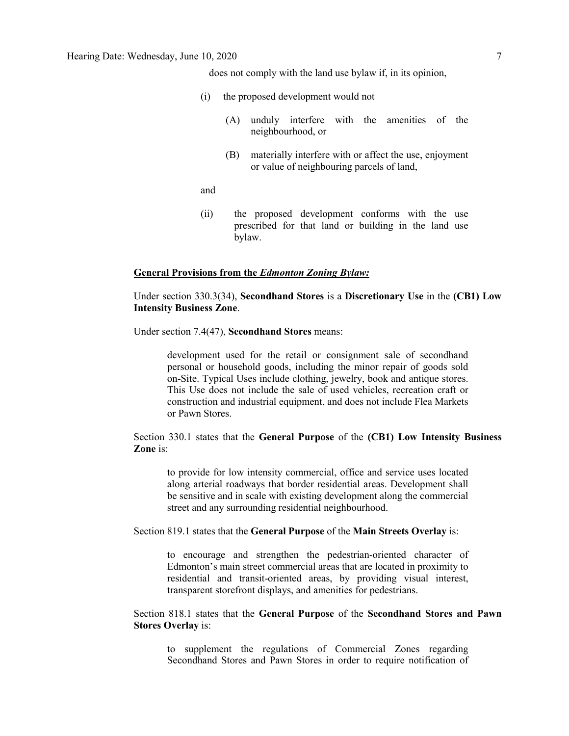does not comply with the land use bylaw if, in its opinion,

(i) the proposed development would not

(A) unduly interfere with the amenities of the neighbourhood, or

(B) materially interfere with or affect the use, enjoyment or value of neighbouring parcels of land,

and

(ii) the proposed development conforms with the use prescribed for that land or building in the land use bylaw.

**General Provisions from the *Edmonton Zoning Bylaw:***

Under section 330.3(34), **Secondhand Stores** is a **Discretionary Use** in the **(CB1) Low Intensity Business Zone**.

Under section 7.4(47), **Secondhand Stores** means:

> development used for the retail or consignment sale of secondhand personal or household goods, including the minor repair of goods sold on-Site. Typical Uses include clothing, jewelry, book and antique stores. This Use does not include the sale of used vehicles, recreation craft or construction and industrial equipment, and does not include Flea Markets or Pawn Stores.

Section 330.1 states that the **General Purpose** of the **(CB1) Low Intensity Business Zone** is:

> to provide for low intensity commercial, office and service uses located along arterial roadways that border residential areas. Development shall be sensitive and in scale with existing development along the commercial street and any surrounding residential neighbourhood.

Section 819.1 states that the **General Purpose** of the **Main Streets Overlay** is:

> to encourage and strengthen the pedestrian-oriented character of Edmonton's main street commercial areas that are located in proximity to residential and transit-oriented areas, by providing visual interest, transparent storefront displays, and amenities for pedestrians.

Section 818.1 states that the **General Purpose** of the **Secondhand Stores and Pawn Stores Overlay** is:

> to supplement the regulations of Commercial Zones regarding Secondhand Stores and Pawn Stores in order to require notification of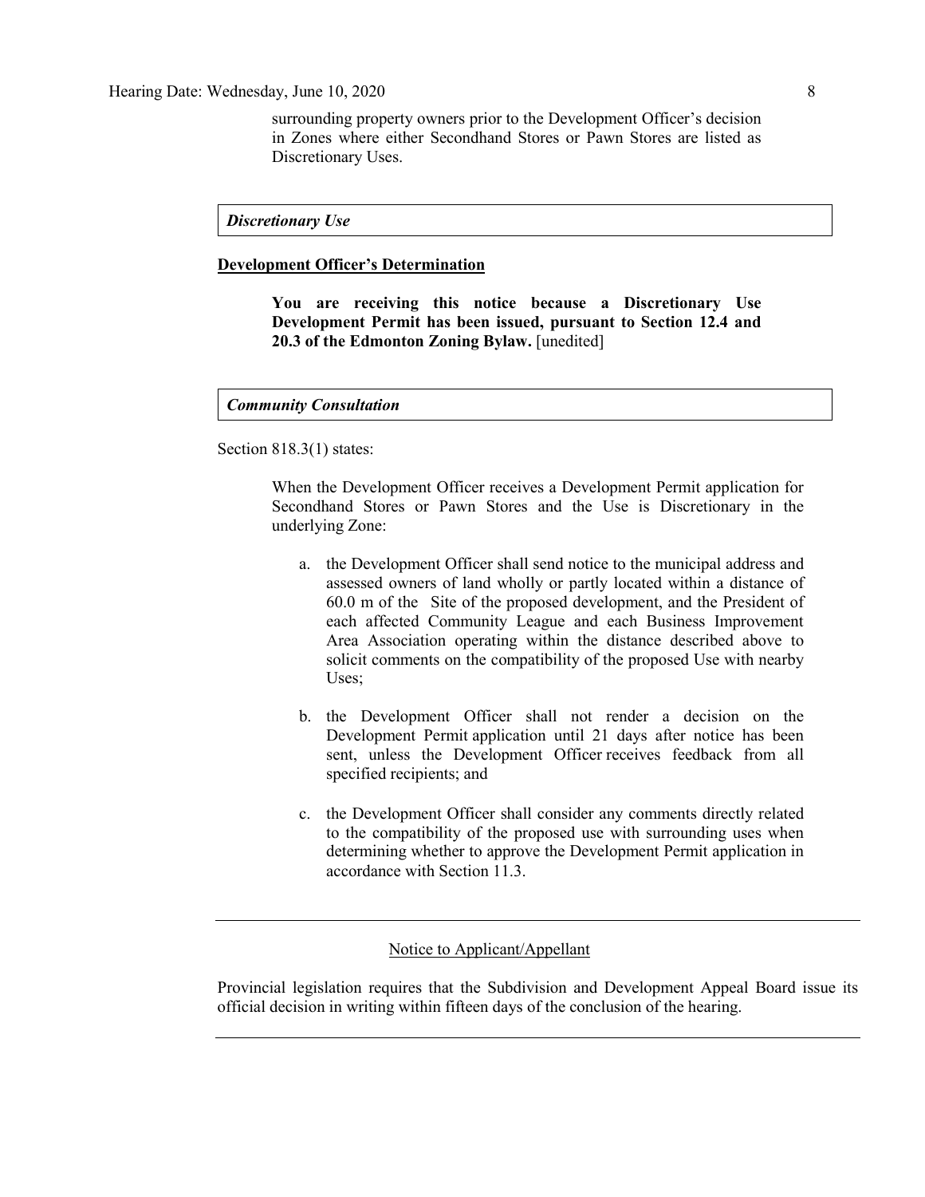surrounding property owners prior to the Development Officer's decision in Zones where either Secondhand Stores or Pawn Stores are listed as Discretionary Uses.

***Discretionary Use***

**Development Officer's Determination**

> **You are receiving this notice because a Discretionary Use Development Permit has been issued, pursuant to Section 12.4 and 20.3 of the Edmonton Zoning Bylaw.** [unedited]

***Community Consultation***

Section 818.3(1) states:

> When the Development Officer receives a Development Permit application for Secondhand Stores or Pawn Stores and the Use is Discretionary in the underlying Zone:
>
> a. the Development Officer shall send notice to the municipal address and assessed owners of land wholly or partly located within a distance of 60.0 m of the Site of the proposed development, and the President of each affected Community League and each Business Improvement Area Association operating within the distance described above to solicit comments on the compatibility of the proposed Use with nearby Uses;
>
> b. the Development Officer shall not render a decision on the Development Permit application until 21 days after notice has been sent, unless the Development Officer receives feedback from all specified recipients; and
>
> c. the Development Officer shall consider any comments directly related to the compatibility of the proposed use with surrounding uses when determining whether to approve the Development Permit application in accordance with Section 11.3.

---

Notice to Applicant/Appellant

Provincial legislation requires that the Subdivision and Development Appeal Board issue its official decision in writing within fifteen days of the conclusion of the hearing.

---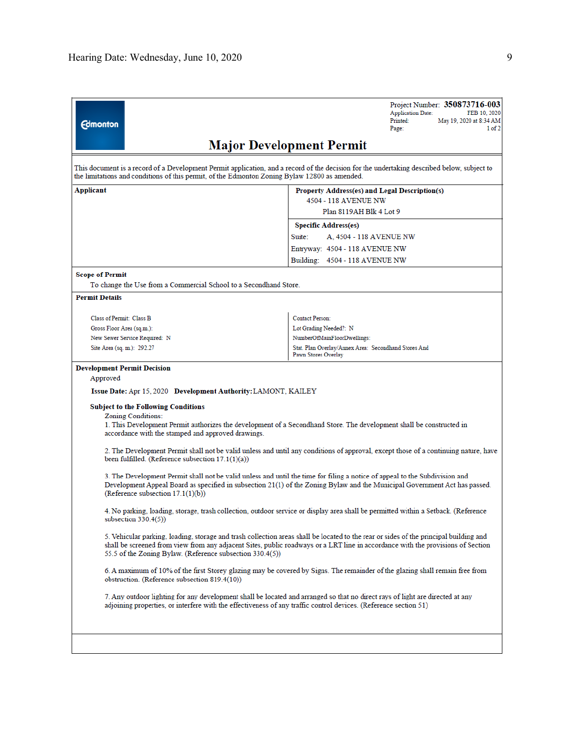**Project Number: 350873716-003**
Application Date: FEB 10, 2020
Printed: May 19, 2020 at 8:34 AM

# Major Development Permit

This document is a record of a Development Permit application, and a record of the decision for the undertaking described below, subject to the limitations and conditions of this permit, of the Edmonton Zoning Bylaw 12800 as amended.

| Applicant | Property Address(es) and Legal Description(s) |
|---|---|
| | 4504 - 118 AVENUE NW<br>Plan 8119AH Blk 4 Lot 9 |
| | **Specific Address(es)**<br>Suite: A, 4504 - 118 AVENUE NW<br>Entryway: 4504 - 118 AVENUE NW<br>Building: 4504 - 118 AVENUE NW |

**Scope of Permit**

To change the Use from a Commercial School to a Secondhand Store.

**Permit Details**

| | |
|---|---|
| Class of Permit: Class B | Contact Person: |
| Gross Floor Area (sq.m.): | Lot Grading Needed?: N |
| New Sewer Service Required: N | NumberOfMainFloorDwellings: |
| Site Area (sq. m.): 292.27 | Stat. Plan Overlay/Annex Area: Secondhand Stores And Pawn Stores Overlay |

**Development Permit Decision**

Approved

**Issue Date:** Apr 15, 2020 **Development Authority:** LAMONT, KAILEY

**Subject to the Following Conditions**

Zoning Conditions:

1. This Development Permit authorizes the development of a Secondhand Store. The development shall be constructed in accordance with the stamped and approved drawings.

2. The Development Permit shall not be valid unless and until any conditions of approval, except those of a continuing nature, have been fulfilled. (Reference subsection 17.1(1)(a))

3. The Development Permit shall not be valid unless and until the time for filing a notice of appeal to the Subdivision and Development Appeal Board as specified in subsection 21(1) of the Zoning Bylaw and the Municipal Government Act has passed. (Reference subsection 17.1(1)(b))

4. No parking, loading, storage, trash collection, outdoor service or display area shall be permitted within a Setback. (Reference subsection 330.4(5))

5. Vehicular parking, loading, storage and trash collection areas shall be located to the rear or sides of the principal building and shall be screened from view from any adjacent Sites, public roadways or a LRT line in accordance with the provisions of Section 55.5 of the Zoning Bylaw. (Reference subsection 330.4(5))

6. A maximum of 10% of the first Storey glazing may be covered by Signs. The remainder of the glazing shall remain free from obstruction. (Reference subsection 819.4(10))

7. Any outdoor lighting for any development shall be located and arranged so that no direct rays of light are directed at any adjoining properties, or interfere with the effectiveness of any traffic control devices. (Reference section 51)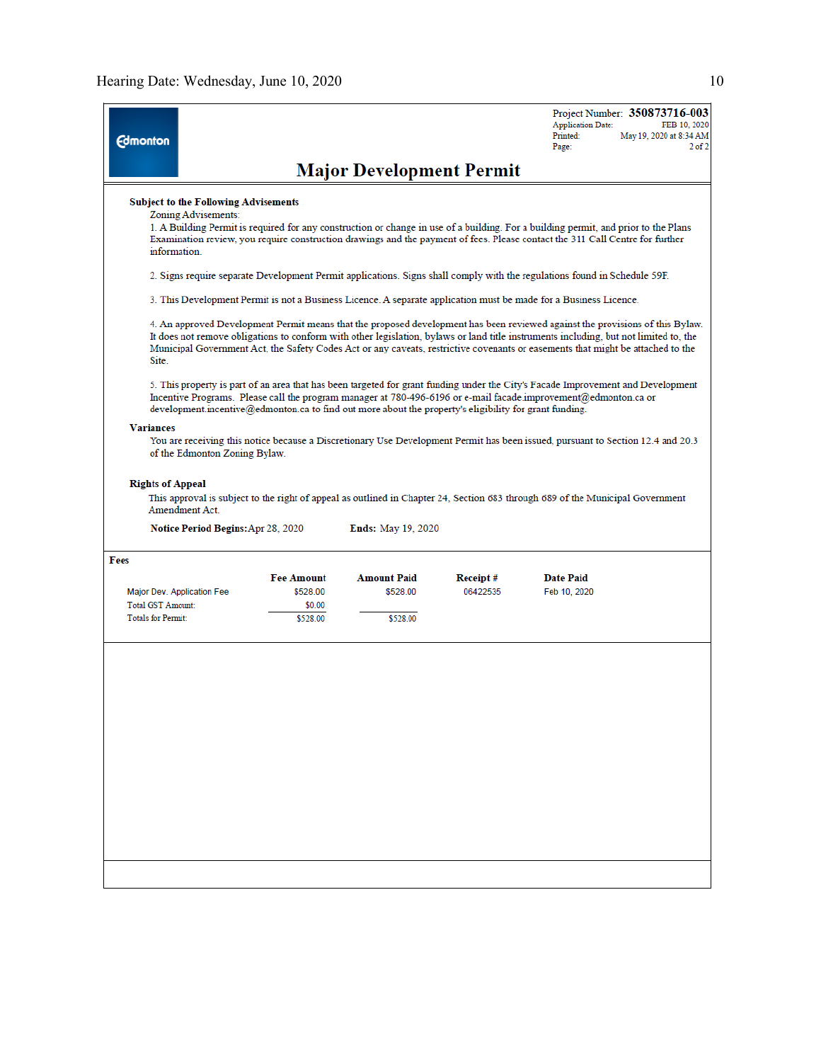Project Number: **350873716-003**
Application Date: FEB 10, 2020
Printed: May 19, 2020 at 8:34 AM
Page: 2 of 2

# Major Development Permit

**Subject to the Following Advisements**

Zoning Advisements:

1. A Building Permit is required for any construction or change in use of a building. For a building permit, and prior to the Plans Examination review, you require construction drawings and the payment of fees. Please contact the 311 Call Centre for further information.

2. Signs require separate Development Permit applications. Signs shall comply with the regulations found in Schedule 59F.

3. This Development Permit is not a Business Licence. A separate application must be made for a Business Licence.

4. An approved Development Permit means that the proposed development has been reviewed against the provisions of this Bylaw. It does not remove obligations to conform with other legislation, bylaws or land title instruments including, but not limited to, the Municipal Government Act, the Safety Codes Act or any caveats, restrictive covenants or easements that might be attached to the Site.

5. This property is part of an area that has been targeted for grant funding under the City's Facade Improvement and Development Incentive Programs. Please call the program manager at 780-496-6196 or e-mail facade.improvement@edmonton.ca or development.incentive@edmonton.ca to find out more about the property's eligibility for grant funding.

**Variances**

You are receiving this notice because a Discretionary Use Development Permit has been issued, pursuant to Section 12.4 and 20.3 of the Edmonton Zoning Bylaw.

**Rights of Appeal**

This approval is subject to the right of appeal as outlined in Chapter 24, Section 683 through 689 of the Municipal Government Amendment Act.

**Notice Period Begins:** Apr 28, 2020 **Ends:** May 19, 2020

**Fees**

| | Fee Amount | Amount Paid | Receipt # | Date Paid |
|---|---|---|---|---|
| Major Dev. Application Fee | $528.00 | $528.00 | 06422535 | Feb 10, 2020 |
| Total GST Amount: | $0.00 | | | |
| Totals for Permit: | $528.00 | $528.00 | | |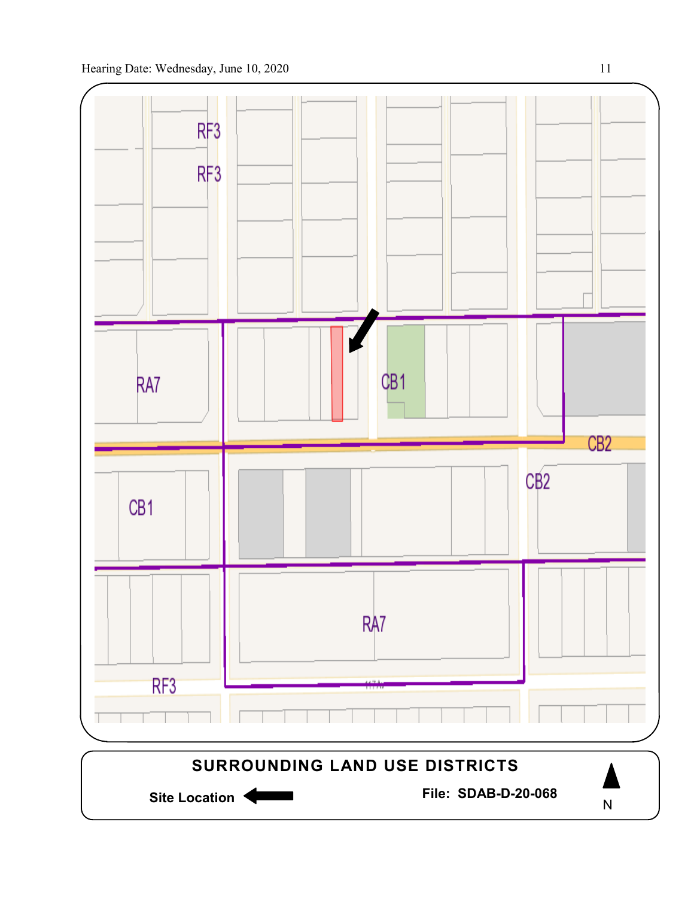RF3

RF3

RA7

CB1

CB2

CB1

CB2

RA7

RF3

**SURROUNDING LAND USE DISTRICTS**

**Site Location** ←

**File: SDAB-D-20-068**

N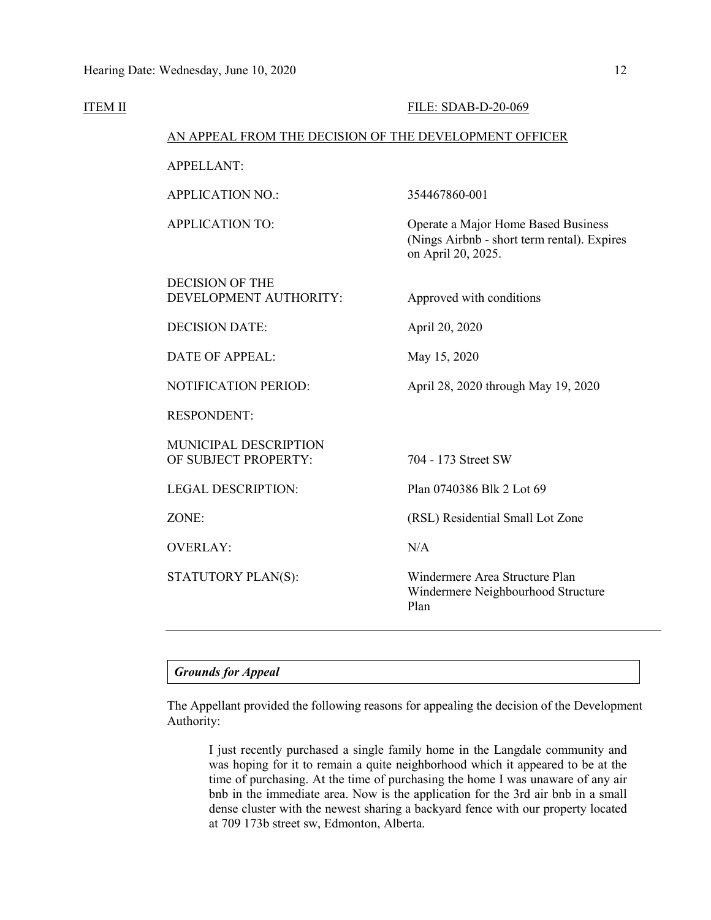ITEM II FILE: SDAB-D-20-069

AN APPEAL FROM THE DECISION OF THE DEVELOPMENT OFFICER

| | |
|---|---|
| APPELLANT: | |
| APPLICATION NO.: | 354467860-001 |
| APPLICATION TO: | Operate a Major Home Based Business (Nings Airbnb - short term rental). Expires on April 20, 2025. |
| DECISION OF THE DEVELOPMENT AUTHORITY: | Approved with conditions |
| DECISION DATE: | April 20, 2020 |
| DATE OF APPEAL: | May 15, 2020 |
| NOTIFICATION PERIOD: | April 28, 2020 through May 19, 2020 |
| RESPONDENT: | |
| MUNICIPAL DESCRIPTION OF SUBJECT PROPERTY: | 704 - 173 Street SW |
| LEGAL DESCRIPTION: | Plan 0740386 Blk 2 Lot 69 |
| ZONE: | (RSL) Residential Small Lot Zone |
| OVERLAY: | N/A |
| STATUTORY PLAN(S): | Windermere Area Structure Plan<br>Windermere Neighbourhood Structure Plan |

---

***Grounds for Appeal***

The Appellant provided the following reasons for appealing the decision of the Development Authority:

> I just recently purchased a single family home in the Langdale community and was hoping for it to remain a quite neighborhood which it appeared to be at the time of purchasing. At the time of purchasing the home I was unaware of any air bnb in the immediate area. Now is the application for the 3rd air bnb in a small dense cluster with the newest sharing a backyard fence with our property located at 709 173b street sw, Edmonton, Alberta.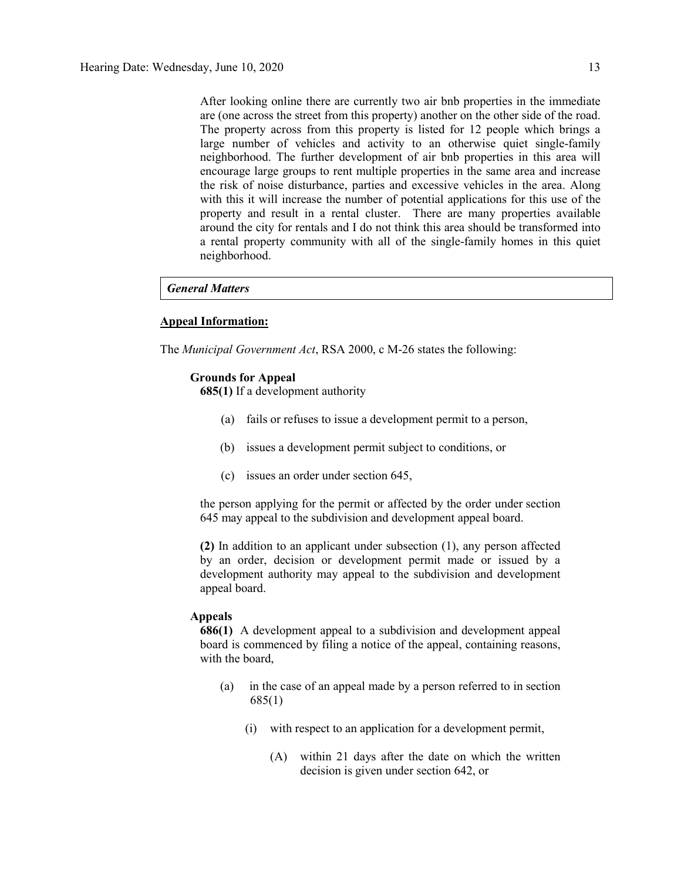After looking online there are currently two air bnb properties in the immediate are (one across the street from this property) another on the other side of the road. The property across from this property is listed for 12 people which brings a large number of vehicles and activity to an otherwise quiet single-family neighborhood. The further development of air bnb properties in this area will encourage large groups to rent multiple properties in the same area and increase the risk of noise disturbance, parties and excessive vehicles in the area. Along with this it will increase the number of potential applications for this use of the property and result in a rental cluster. There are many properties available around the city for rentals and I do not think this area should be transformed into a rental property community with all of the single-family homes in this quiet neighborhood.

***General Matters***

**<u>Appeal Information:</u>**

The *Municipal Government Act*, RSA 2000, c M-26 states the following:

**Grounds for Appeal**

**685(1)** If a development authority

(a) fails or refuses to issue a development permit to a person,

(b) issues a development permit subject to conditions, or

(c) issues an order under section 645,

the person applying for the permit or affected by the order under section 645 may appeal to the subdivision and development appeal board.

**(2)** In addition to an applicant under subsection (1), any person affected by an order, decision or development permit made or issued by a development authority may appeal to the subdivision and development appeal board.

**Appeals**

**686(1)** A development appeal to a subdivision and development appeal board is commenced by filing a notice of the appeal, containing reasons, with the board,

(a) in the case of an appeal made by a person referred to in section 685(1)

(i) with respect to an application for a development permit,

(A) within 21 days after the date on which the written decision is given under section 642, or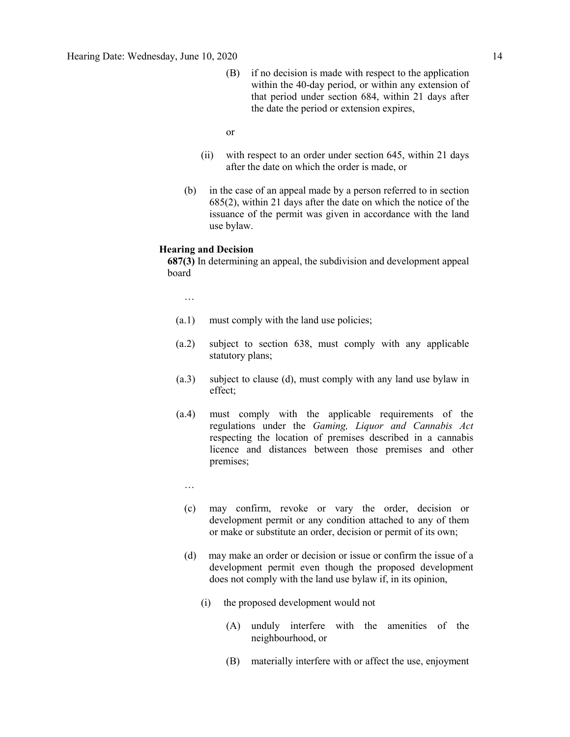(B) if no decision is made with respect to the application within the 40-day period, or within any extension of that period under section 684, within 21 days after the date the period or extension expires,

or

(ii) with respect to an order under section 645, within 21 days after the date on which the order is made, or

(b) in the case of an appeal made by a person referred to in section 685(2), within 21 days after the date on which the notice of the issuance of the permit was given in accordance with the land use bylaw.

**Hearing and Decision**

**687(3)** In determining an appeal, the subdivision and development appeal board

…

(a.1) must comply with the land use policies;

(a.2) subject to section 638, must comply with any applicable statutory plans;

(a.3) subject to clause (d), must comply with any land use bylaw in effect;

(a.4) must comply with the applicable requirements of the regulations under the *Gaming, Liquor and Cannabis Act* respecting the location of premises described in a cannabis licence and distances between those premises and other premises;

…

(c) may confirm, revoke or vary the order, decision or development permit or any condition attached to any of them or make or substitute an order, decision or permit of its own;

(d) may make an order or decision or issue or confirm the issue of a development permit even though the proposed development does not comply with the land use bylaw if, in its opinion,

(i) the proposed development would not

(A) unduly interfere with the amenities of the neighbourhood, or

(B) materially interfere with or affect the use, enjoyment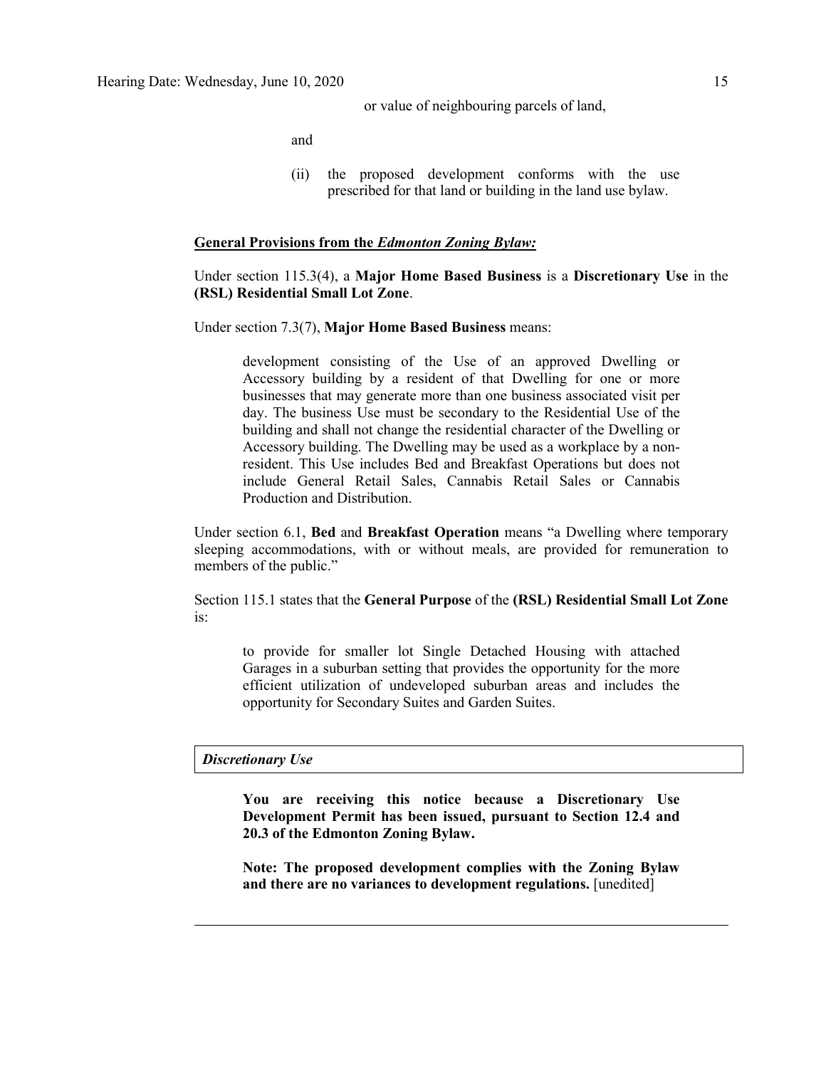or value of neighbouring parcels of land,

and

(ii) the proposed development conforms with the use prescribed for that land or building in the land use bylaw.

**General Provisions from the *Edmonton Zoning Bylaw:***

Under section 115.3(4), a **Major Home Based Business** is a **Discretionary Use** in the **(RSL) Residential Small Lot Zone**.

Under section 7.3(7), **Major Home Based Business** means:

> development consisting of the Use of an approved Dwelling or Accessory building by a resident of that Dwelling for one or more businesses that may generate more than one business associated visit per day. The business Use must be secondary to the Residential Use of the building and shall not change the residential character of the Dwelling or Accessory building. The Dwelling may be used as a workplace by a non-resident. This Use includes Bed and Breakfast Operations but does not include General Retail Sales, Cannabis Retail Sales or Cannabis Production and Distribution.

Under section 6.1, **Bed** and **Breakfast Operation** means "a Dwelling where temporary sleeping accommodations, with or without meals, are provided for remuneration to members of the public."

Section 115.1 states that the **General Purpose** of the **(RSL) Residential Small Lot Zone** is:

> to provide for smaller lot Single Detached Housing with attached Garages in a suburban setting that provides the opportunity for the more efficient utilization of undeveloped suburban areas and includes the opportunity for Secondary Suites and Garden Suites.

***Discretionary Use***

> **You are receiving this notice because a Discretionary Use Development Permit has been issued, pursuant to Section 12.4 and 20.3 of the Edmonton Zoning Bylaw.**
>
> **Note: The proposed development complies with the Zoning Bylaw and there are no variances to development regulations.** [unedited]

---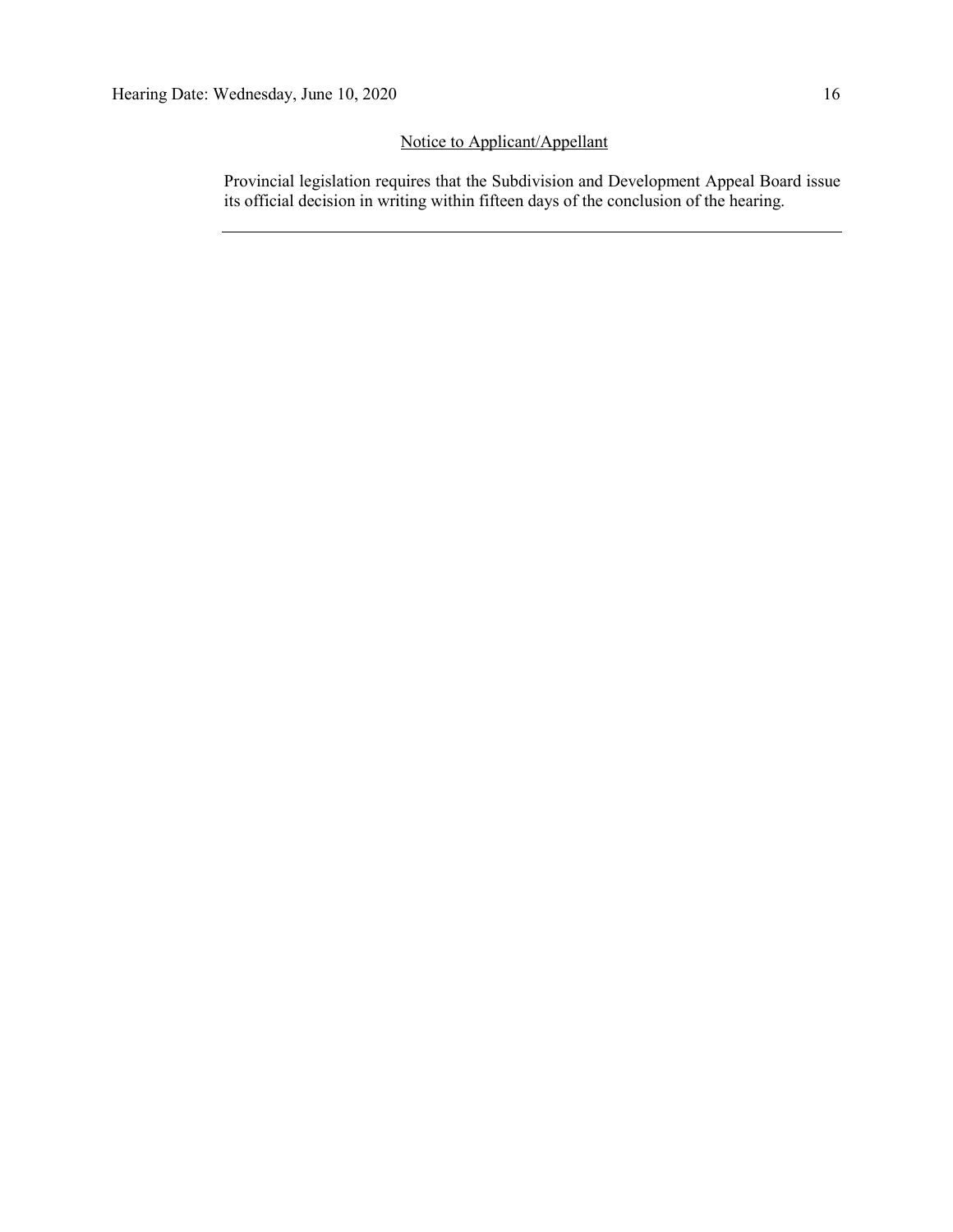Notice to Applicant/Appellant

Provincial legislation requires that the Subdivision and Development Appeal Board issue its official decision in writing within fifteen days of the conclusion of the hearing.

---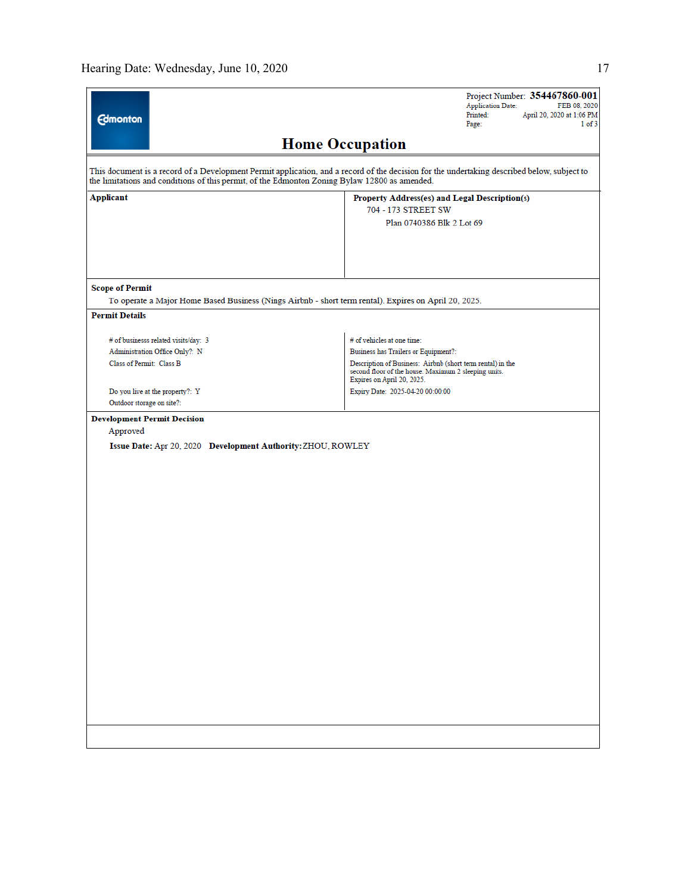Project Number: **354467860-001**
Application Date: FEB 08, 2020
Printed: April 20, 2020 at 1:06 PM
Page: 1 of 3

# Home Occupation

This document is a record of a Development Permit application, and a record of the decision for the undertaking described below, subject to the limitations and conditions of this permit, of the Edmonton Zoning Bylaw 12800 as amended.

| **Applicant** | **Property Address(es) and Legal Description(s)** |
|---|---|
| | 704 - 173 STREET SW<br>Plan 0740386 Blk 2 Lot 69 |

**Scope of Permit**

To operate a Major Home Based Business (Nings Airbnb - short term rental). Expires on April 20, 2025.

**Permit Details**

| | |
|---|---|
| # of businesss related visits/day: 3 | # of vehicles at one time: |
| Administration Office Only?: N | Business has Trailers or Equipment?: |
| Class of Permit: Class B | Description of Business: Airbnb (short term rental) in the second floor of the house. Maximum 2 sleeping units. Expires on April 20, 2025. |
| Do you live at the property?: Y | Expiry Date: 2025-04-20 00:00:00 |
| Outdoor storage on site?: | |

**Development Permit Decision**

Approved

**Issue Date:** Apr 20, 2020 **Development Authority:** ZHOU, ROWLEY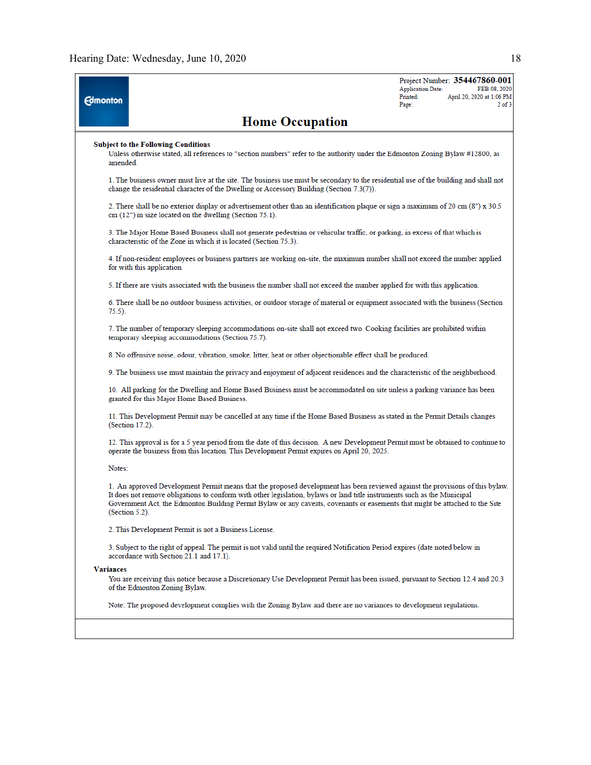Project Number: **354467860-001**
Application Date: FEB 08, 2020
Printed: April 20, 2020 at 1:06 PM

# Home Occupation

**Subject to the Following Conditions**

Unless otherwise stated, all references to "section numbers" refer to the authority under the Edmonton Zoning Bylaw #12800, as amended.

1. The business owner must live at the site. The business use must be secondary to the residential use of the building and shall not change the residential character of the Dwelling or Accessory Building (Section 7.3(7)).

2. There shall be no exterior display or advertisement other than an identification plaque or sign a maximum of 20 cm (8") x 30.5 cm (12") in size located on the dwelling (Section 75.1).

3. The Major Home Based Business shall not generate pedestrian or vehicular traffic, or parking, in excess of that which is characteristic of the Zone in which it is located (Section 75.3).

4. If non-resident employees or business partners are working on-site, the maximum number shall not exceed the number applied for with this application.

5. If there are visits associated with the business the number shall not exceed the number applied for with this application.

6. There shall be no outdoor business activities, or outdoor storage of material or equipment associated with the business (Section 75.5).

7. The number of temporary sleeping accommodations on-site shall not exceed two. Cooking facilities are prohibited within temporary sleeping accommodations (Section 75.7).

8. No offensive noise, odour, vibration, smoke, litter, heat or other objectionable effect shall be produced.

9. The business use must maintain the privacy and enjoyment of adjacent residences and the characteristic of the neighborhood.

10. All parking for the Dwelling and Home Based Business must be accommodated on site unless a parking variance has been granted for this Major Home Based Business.

11. This Development Permit may be cancelled at any time if the Home Based Business as stated in the Permit Details changes (Section 17.2).

12. This approval is for a 5 year period from the date of this decision. A new Development Permit must be obtained to continue to operate the business from this location. This Development Permit expires on April 20, 2025.

Notes:

1. An approved Development Permit means that the proposed development has been reviewed against the provisions of this bylaw. It does not remove obligations to conform with other legislation, bylaws or land title instruments such as the Municipal Government Act, the Edmonton Building Permit Bylaw or any caveats, covenants or easements that might be attached to the Site (Section 5.2).

2. This Development Permit is not a Business License.

3. Subject to the right of appeal. The permit is not valid until the required Notification Period expires (date noted below in accordance with Section 21.1 and 17.1).

**Variances**

You are receiving this notice because a Discretionary Use Development Permit has been issued, pursuant to Section 12.4 and 20.3 of the Edmonton Zoning Bylaw.

Note: The proposed development complies with the Zoning Bylaw and there are no variances to development regulations.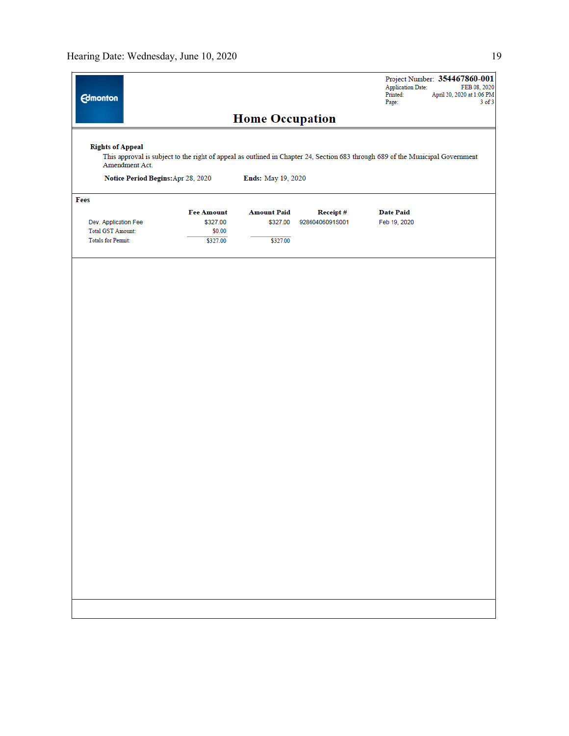Project Number: **354467860-001**
Application Date: FEB 08, 2020
Printed: April 20, 2020 at 1:06 PM
Page: 3 of 3

# Home Occupation

**Rights of Appeal**

This approval is subject to the right of appeal as outlined in Chapter 24, Section 683 through 689 of the Municipal Government Amendment Act.

**Notice Period Begins:** Apr 28, 2020 **Ends:** May 19, 2020

**Fees**

| | Fee Amount | Amount Paid | Receipt # | Date Paid |
|---|---|---|---|---|
| Dev. Application Fee | $327.00 | $327.00 | 92860406091S001 | Feb 19, 2020 |
| Total GST Amount: | $0.00 | | | |
| Totals for Permit: | $327.00 | $327.00 | | |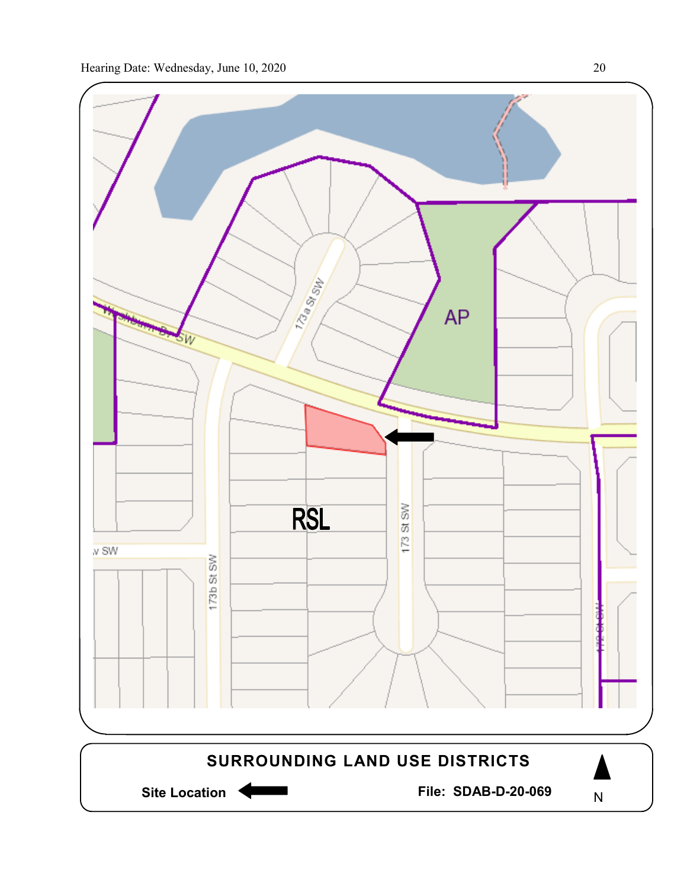SURROUNDING LAND USE DISTRICTS

Site Location ⬅

File: SDAB-D-20-069

N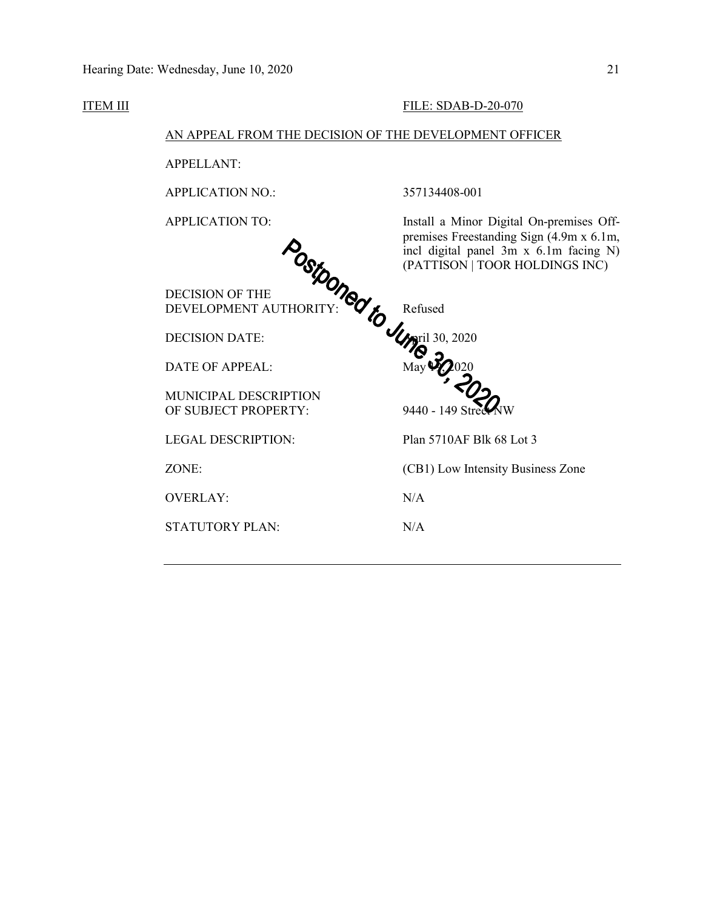ITEM III FILE: SDAB-D-20-070

AN APPEAL FROM THE DECISION OF THE DEVELOPMENT OFFICER

Postponed to June 30, 2020

| | |
|---|---|
| APPELLANT: | |
| APPLICATION NO.: | 357134408-001 |
| APPLICATION TO: | Install a Minor Digital On-premises Off-premises Freestanding Sign (4.9m x 6.1m, incl digital panel 3m x 6.1m facing N) (PATTISON \| TOOR HOLDINGS INC) |
| DECISION OF THE DEVELOPMENT AUTHORITY: | Refused |
| DECISION DATE: | April 30, 2020 |
| DATE OF APPEAL: | May 1?, 2020 |
| MUNICIPAL DESCRIPTION OF SUBJECT PROPERTY: | 9440 - 149 Street NW |
| LEGAL DESCRIPTION: | Plan 5710AF Blk 68 Lot 3 |
| ZONE: | (CB1) Low Intensity Business Zone |
| OVERLAY: | N/A |
| STATUTORY PLAN: | N/A |

---